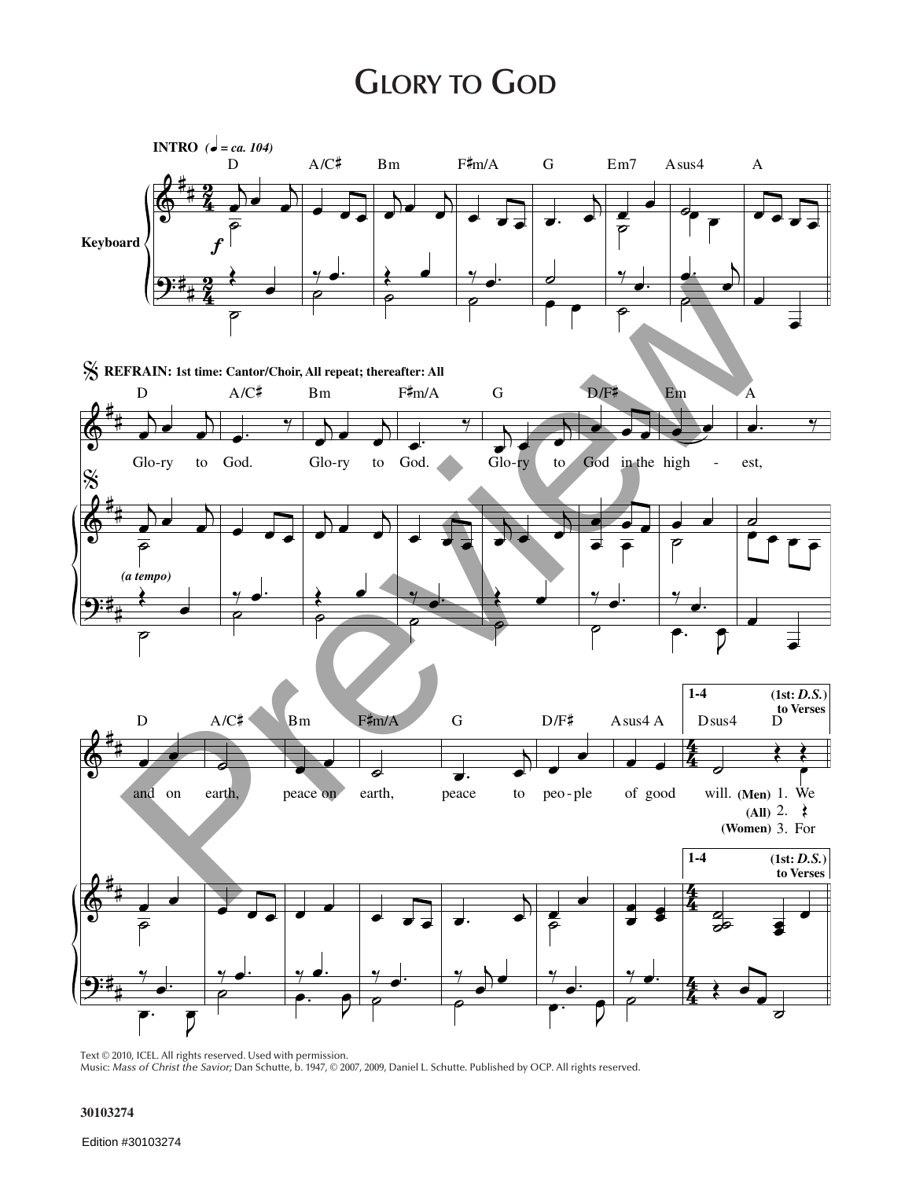# Glory to God

**INTRO** (♩ = ca. 104)

D A/C♯ Bm F♯m/A G Em7 Asus4 A

Keyboard

**REFRAIN: 1st time: Cantor/Choir, All repeat; thereafter: All**

D A/C♯ Bm F♯m/A G D/F♯ Em A

Glo-ry to God. Glo-ry to God. Glo-ry to God in the high - est,

(a tempo)

D A/C♯ Bm F♯m/A G D/F♯ Asus4 A

1-4 Dsus4 D (1st: *D.S.*) to Verses

and on earth, peace on earth, peace to peo-ple of good will.

(Men) 1. We
(All) 2.
(Women) 3. For

Text © 2010, ICEL. All rights reserved. Used with permission.
Music: *Mass of Christ the Savior;* Dan Schutte, b. 1947, © 2007, 2009, Daniel L. Schutte. Published by OCP. All rights reserved.

30103274

Edition #30103274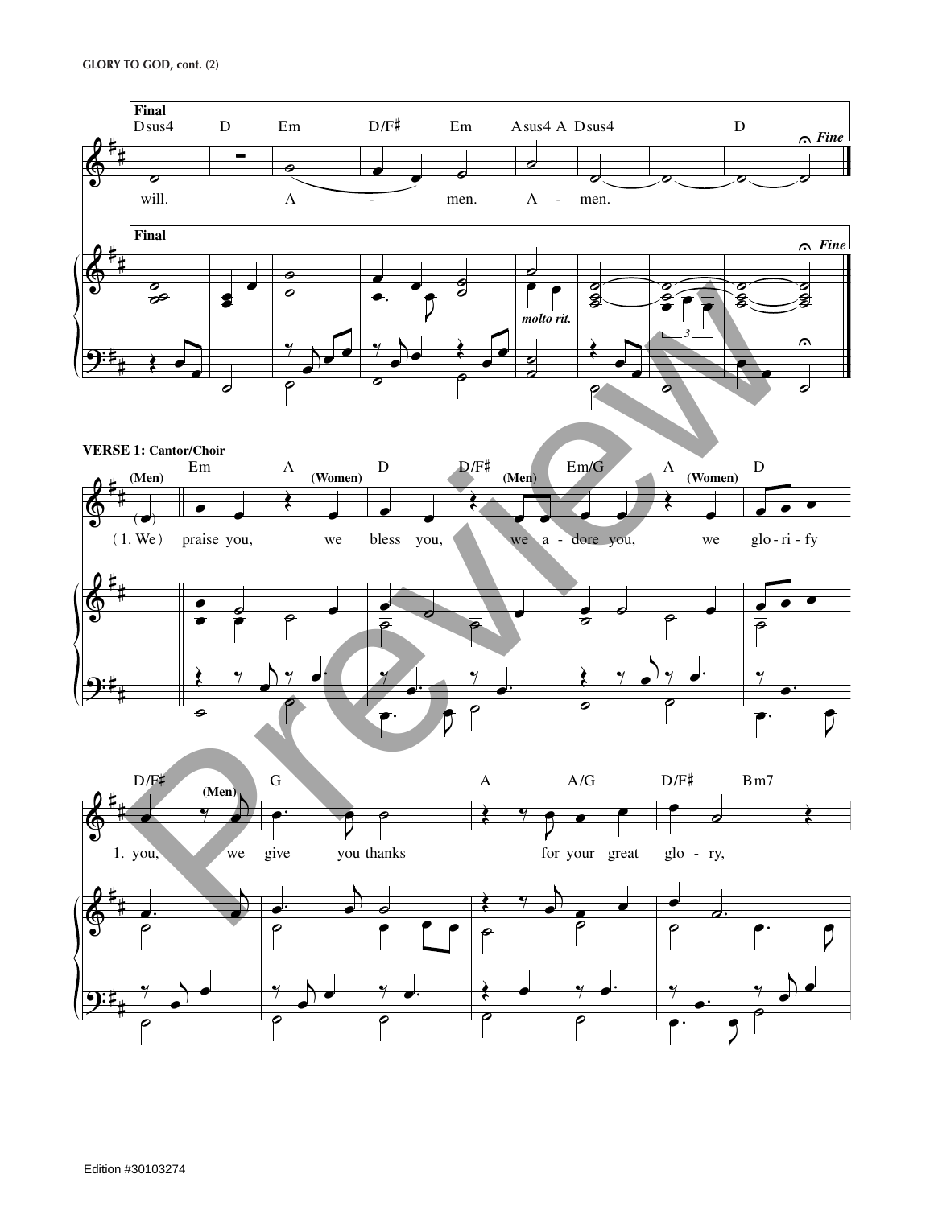**Final**

Dsus4 D Em D/F♯ Em Asus4 A Dsus4 D

will. A - men. A - men.

*Fine*

*molto rit.*

**VERSE 1: Cantor/Choir**

(Men) Em A (Women) D D/F♯ (Men) Em/G A (Women) D

(1. We) praise you, we bless you, we a - dore you, we glo - ri - fy

D/F♯ (Men) G A A/G D/F♯ Bm7

1. you, we give you thanks for your great glo - ry,

Edition #30103274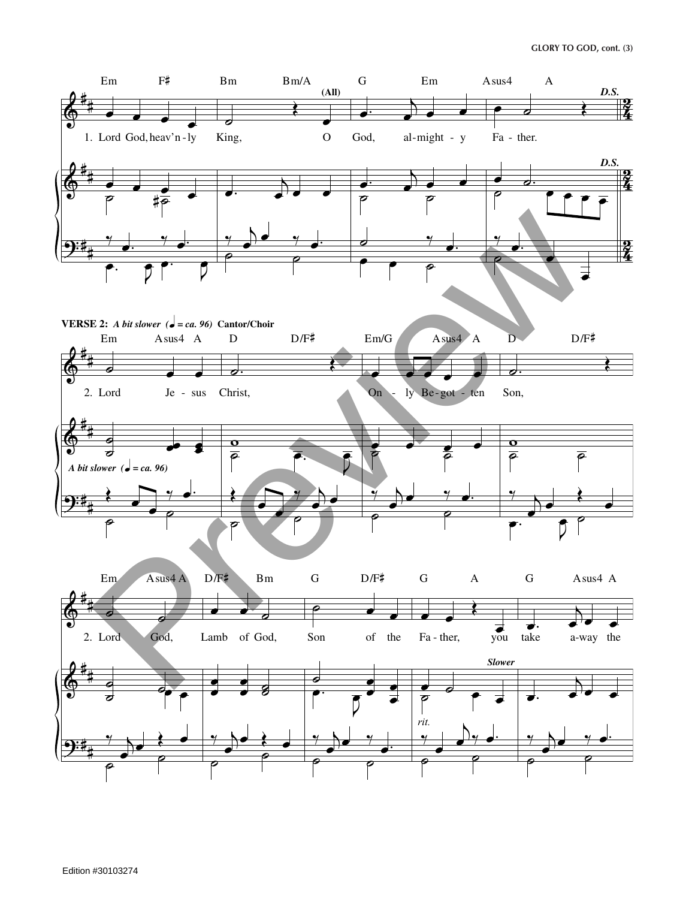**VERSE 2:** *A bit slower* (♩ = *ca. 96*) **Cantor/Choir**

Em F♯ Bm Bm/A G Em Asus4 A

(All) D.S.

1. Lord God, heav'n - ly King, O God, al - might - y Fa - ther.

Em Asus4 A D D/F♯ Em/G Asus4 A D D/F♯

2. Lord Je - sus Christ, On - ly Be - got - ten Son,

*A bit slower* (♩ = *ca. 96*)

Em Asus4 A D/F♯ Bm G D/F♯ G A G Asus4 A

2. Lord God, Lamb of God, Son of the Fa - ther, you take a-way the

*Slower*

*rit.*

Edition #30103274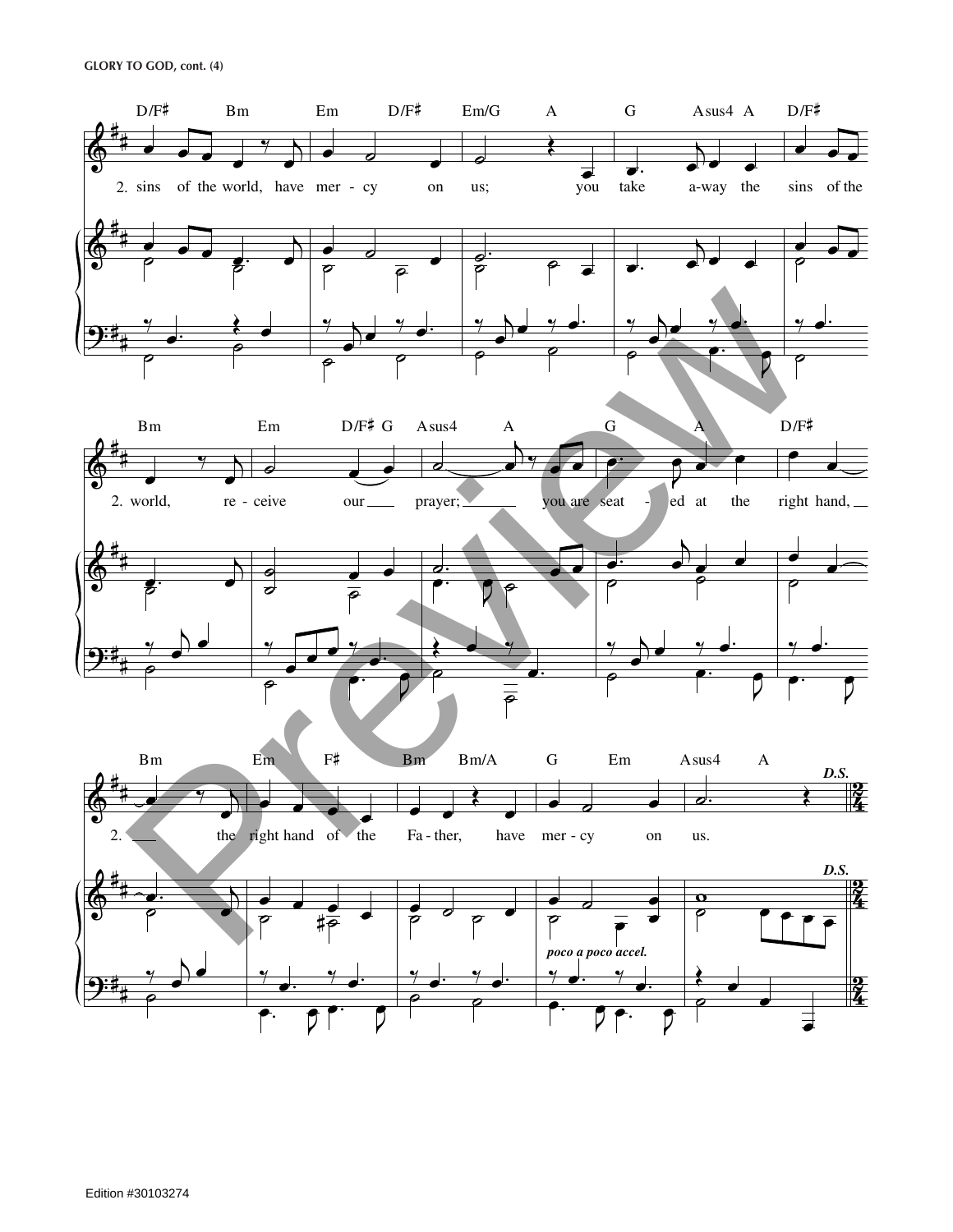GLORY TO GOD, cont. (4)

D/F♯ Bm Em D/F♯ Em/G A G Asus4 A D/F♯

2. sins of the world, have mer - cy on us; you take a-way the sins of the

Bm Em D/F♯ G Asus4 A G A D/F♯

2. world, re - ceive our prayer; you are seat - ed at the right hand,

Bm Em F♯ Bm Bm/A G Em Asus4 A

2. the right hand of the Fa - ther, have mer - cy on us.

*poco a poco accel.*

*D.S.*

Edition #30103274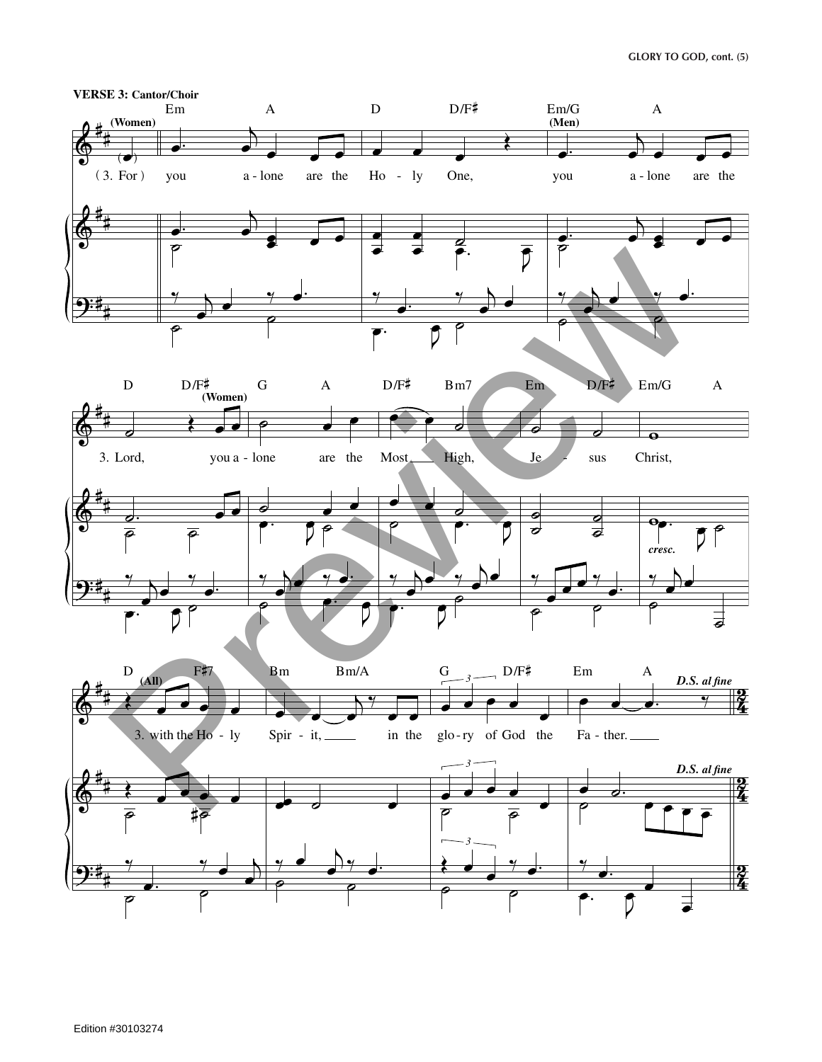**VERSE 3: Cantor/Choir**

Em A D D/F♯ Em/G A

(Women) (Men)

(3. For) you a - lone are the Ho - ly One, you a - lone are the

D D/F♯ G A D/F♯ Bm7 Em D/F♯ Em/G A

(Women)

3. Lord, you a - lone are the Most High, Je - sus Christ,

*cresc.*

D F♯7 Bm Bm/A G D/F♯ Em A

(All) *D.S. al fine*

3. with the Ho - ly Spir - it, in the glo - ry of God the Fa - ther.

*D.S. al fine*

Edition #30103274